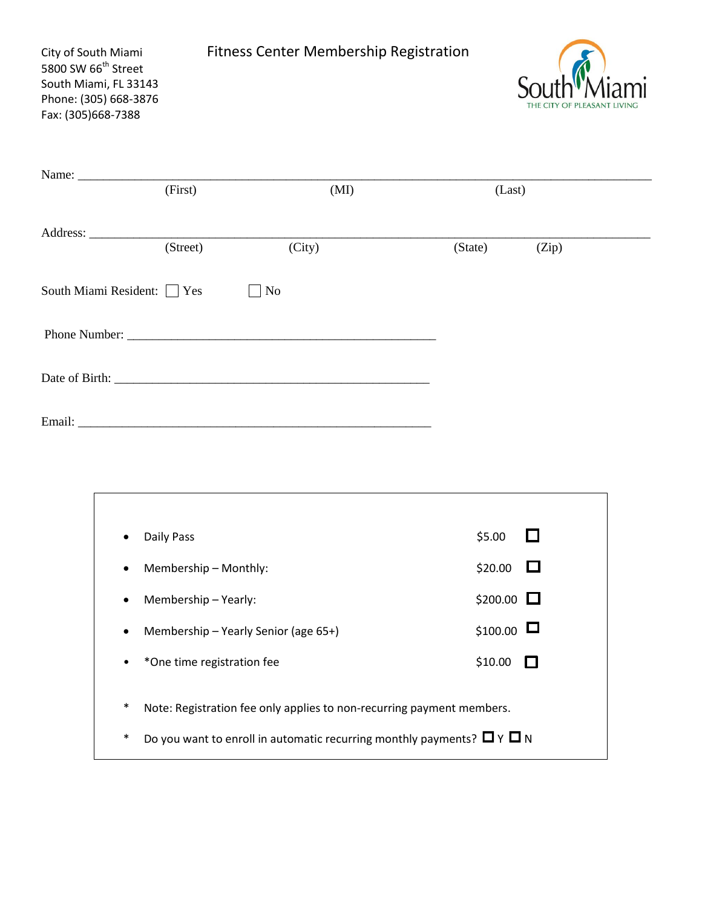City of South Miami
5800 SW 66th Street
South Miami, FL 33143
Phone: (305) 668-3876
Fax: (305)668-7388

# Fitness Center Membership Registration

South Miami
THE CITY OF PLEASANT LIVING

Name: ______________________________________________________________
(First) (MI) (Last)

Address: ____________________________________________________________
(Street) (City) (State) (Zip)

South Miami Resident: ☐ Yes ☐ No

Phone Number: ________________________________________

Date of Birth: ________________________________________

Email: _______________________________________________

- Daily Pass $5.00 ☐
- Membership – Monthly: $20.00 ☐
- Membership – Yearly: $200.00 ☐
- Membership – Yearly Senior (age 65+) $100.00 ☐
- *One time registration fee $10.00 ☐

\* Note: Registration fee only applies to non-recurring payment members.

\* Do you want to enroll in automatic recurring monthly payments? ☐ Y ☐ N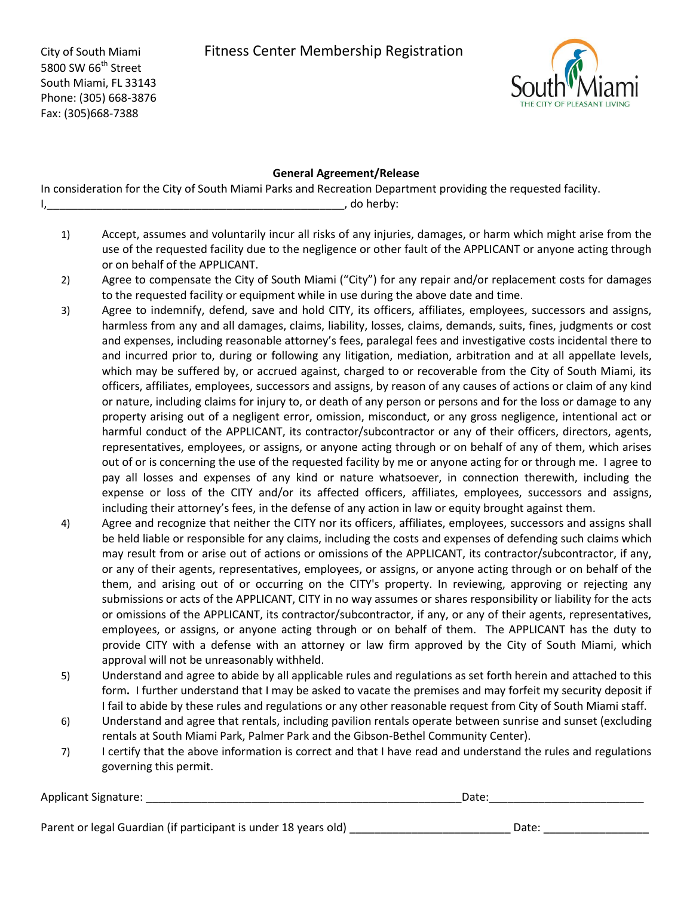City of South Miami
5800 SW 66th Street
South Miami, FL 33143
Phone: (305) 668-3876
Fax: (305)668-7388

# Fitness Center Membership Registration

South Miami
THE CITY OF PLEASANT LIVING

**General Agreement/Release**

In consideration for the City of South Miami Parks and Recreation Department providing the requested facility.
I,_________________________________________________, do herby:

1) Accept, assumes and voluntarily incur all risks of any injuries, damages, or harm which might arise from the use of the requested facility due to the negligence or other fault of the APPLICANT or anyone acting through or on behalf of the APPLICANT.
2) Agree to compensate the City of South Miami ("City") for any repair and/or replacement costs for damages to the requested facility or equipment while in use during the above date and time.
3) Agree to indemnify, defend, save and hold CITY, its officers, affiliates, employees, successors and assigns, harmless from any and all damages, claims, liability, losses, claims, demands, suits, fines, judgments or cost and expenses, including reasonable attorney's fees, paralegal fees and investigative costs incidental there to and incurred prior to, during or following any litigation, mediation, arbitration and at all appellate levels, which may be suffered by, or accrued against, charged to or recoverable from the City of South Miami, its officers, affiliates, employees, successors and assigns, by reason of any causes of actions or claim of any kind or nature, including claims for injury to, or death of any person or persons and for the loss or damage to any property arising out of a negligent error, omission, misconduct, or any gross negligence, intentional act or harmful conduct of the APPLICANT, its contractor/subcontractor or any of their officers, directors, agents, representatives, employees, or assigns, or anyone acting through or on behalf of any of them, which arises out of or is concerning the use of the requested facility by me or anyone acting for or through me. I agree to pay all losses and expenses of any kind or nature whatsoever, in connection therewith, including the expense or loss of the CITY and/or its affected officers, affiliates, employees, successors and assigns, including their attorney's fees, in the defense of any action in law or equity brought against them.
4) Agree and recognize that neither the CITY nor its officers, affiliates, employees, successors and assigns shall be held liable or responsible for any claims, including the costs and expenses of defending such claims which may result from or arise out of actions or omissions of the APPLICANT, its contractor/subcontractor, if any, or any of their agents, representatives, employees, or assigns, or anyone acting through or on behalf of the them, and arising out of or occurring on the CITY's property. In reviewing, approving or rejecting any submissions or acts of the APPLICANT, CITY in no way assumes or shares responsibility or liability for the acts or omissions of the APPLICANT, its contractor/subcontractor, if any, or any of their agents, representatives, employees, or assigns, or anyone acting through or on behalf of them. The APPLICANT has the duty to provide CITY with a defense with an attorney or law firm approved by the City of South Miami, which approval will not be unreasonably withheld.
5) Understand and agree to abide by all applicable rules and regulations as set forth herein and attached to this form**.** I further understand that I may be asked to vacate the premises and may forfeit my security deposit if I fail to abide by these rules and regulations or any other reasonable request from City of South Miami staff.
6) Understand and agree that rentals, including pavilion rentals operate between sunrise and sunset (excluding rentals at South Miami Park, Palmer Park and the Gibson-Bethel Community Center).
7) I certify that the above information is correct and that I have read and understand the rules and regulations governing this permit.

Applicant Signature: ____________________________________________________Date:_________________________

Parent or legal Guardian (if participant is under 18 years old) __________________________ Date: _________________